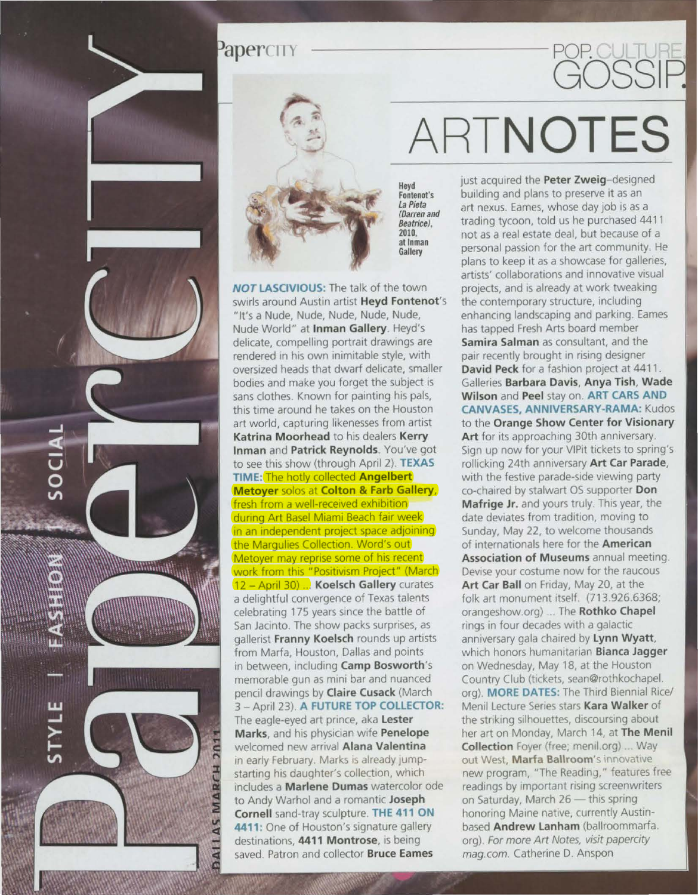# ARTNOTES

POP. CULTURE. GOSSIP.

Heyd Fontenot's *La Pieta (Darren and Beatrice)*, 2010, at Inman Gallery

**NOT LASCIVIOUS:** The talk of the town swirls around Austin artist **Heyd Fontenot**'s "It's a Nude, Nude, Nude, Nude, Nude, Nude World" at **Inman Gallery**. Heyd's delicate, compelling portrait drawings are rendered in his own inimitable style, with oversized heads that dwarf delicate, smaller bodies and make you forget the subject is sans clothes. Known for painting his pals, this time around he takes on the Houston art world, capturing likenesses from artist **Katrina Moorhead** to his dealers **Kerry Inman** and **Patrick Reynolds**. You've got to see this show (through April 2). **TEXAS TIME:** The hotly collected **Angelbert Metoyer** solos at **Colton & Farb Gallery**, fresh from a well-received exhibition during Art Basel Miami Beach fair week in an independent project space adjoining the Margulies Collection. Word's out Metoyer may reprise some of his recent work from this "Positivism Project" (March 12 – April 30) ... **Koelsch Gallery** curates a delightful convergence of Texas talents celebrating 175 years since the battle of San Jacinto. The show packs surprises, as gallerist **Franny Koelsch** rounds up artists from Marfa, Houston, Dallas and points in between, including **Camp Bosworth**'s memorable gun as mini bar and nuanced pencil drawings by **Claire Cusack** (March 3 – April 23). **A FUTURE TOP COLLECTOR:** The eagle-eyed art prince, aka **Lester Marks**, and his physician wife **Penelope** welcomed new arrival **Alana Valentina** in early February. Marks is already jump-starting his daughter's collection, which includes a **Marlene Dumas** watercolor ode to Andy Warhol and a romantic **Joseph Cornell** sand-tray sculpture. **THE 411 ON 4411:** One of Houston's signature gallery destinations, **4411 Montrose**, is being saved. Patron and collector **Bruce Eames** just acquired the **Peter Zweig**-designed building and plans to preserve it as an art nexus. Eames, whose day job is as a trading tycoon, told us he purchased 4411 not as a real estate deal, but because of a personal passion for the art community. He plans to keep it as a showcase for galleries, artists' collaborations and innovative visual projects, and is already at work tweaking the contemporary structure, including enhancing landscaping and parking. Eames has tapped Fresh Arts board member **Samira Salman** as consultant, and the pair recently brought in rising designer **David Peck** for a fashion project at 4411. Galleries **Barbara Davis**, **Anya Tish**, **Wade Wilson** and **Peel** stay on. **ART CARS AND CANVASES, ANNIVERSARY-RAMA:** Kudos to the **Orange Show Center for Visionary Art** for its approaching 30th anniversary. Sign up now for your VIPit tickets to spring's rollicking 24th anniversary **Art Car Parade**, with the festive parade-side viewing party co-chaired by stalwart OS supporter **Don Mafrige Jr.** and yours truly. This year, the date deviates from tradition, moving to Sunday, May 22, to welcome thousands of internationals here for the **American Association of Museums** annual meeting. Devise your costume now for the raucous **Art Car Ball** on Friday, May 20, at the folk art monument itself. (713.926.6368; orangeshow.org) ... The **Rothko Chapel** rings in four decades with a galactic anniversary gala chaired by **Lynn Wyatt**, which honors humanitarian **Bianca Jagger** on Wednesday, May 18, at the Houston Country Club (tickets, sean@rothkochapel.org). **MORE DATES:** The Third Biennial Rice/Menil Lecture Series stars **Kara Walker** of the striking silhouettes, discoursing about her art on Monday, March 14, at **The Menil Collection** Foyer (free; menil.org) ... Way out West, **Marfa Ballroom**'s innovative new program, "The Reading," features free readings by important rising screenwriters on Saturday, March 26 — this spring honoring Maine native, currently Austin-based **Andrew Lanham** (ballroommarfa.org). *For more Art Notes, visit papercitymag.com.* Catherine D. Anspon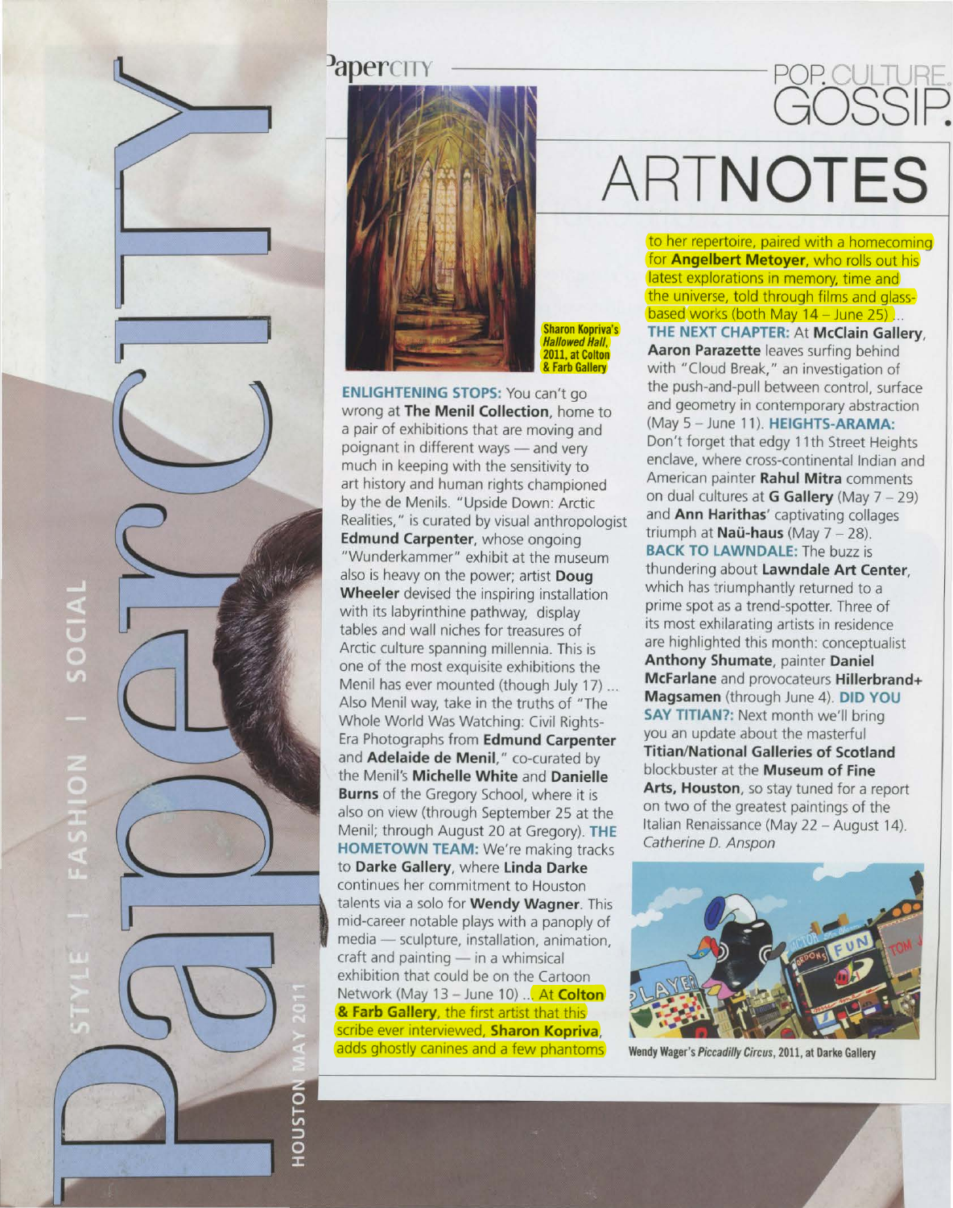# ARTNOTES

POP. CULTURE. GOSSIP.

Sharon Kopriva's *Hallowed Hall*, 2011, at Colton & Farb Gallery

**ENLIGHTENING STOPS:** You can't go wrong at **The Menil Collection**, home to a pair of exhibitions that are moving and poignant in different ways — and very much in keeping with the sensitivity to art history and human rights championed by the de Menils. "Upside Down: Arctic Realities," is curated by visual anthropologist **Edmund Carpenter**, whose ongoing "Wunderkammer" exhibit at the museum also is heavy on the power; artist **Doug Wheeler** devised the inspiring installation with its labyrinthine pathway, display tables and wall niches for treasures of Arctic culture spanning millennia. This is one of the most exquisite exhibitions the Menil has ever mounted (though July 17) ... Also Menil way, take in the truths of "The Whole World Was Watching: Civil Rights-Era Photographs from **Edmund Carpenter** and **Adelaide de Menil**," co-curated by the Menil's **Michelle White** and **Danielle Burns** of the Gregory School, where it is also on view (through September 25 at the Menil; through August 20 at Gregory). **THE HOMETOWN TEAM:** We're making tracks to **Darke Gallery**, where **Linda Darke** continues her commitment to Houston talents via a solo for **Wendy Wagner**. This mid-career notable plays with a panoply of media — sculpture, installation, animation, craft and painting — in a whimsical exhibition that could be on the Cartoon Network (May 13 – June 10) ... At **Colton & Farb Gallery**, the first artist that this scribe ever interviewed, **Sharon Kopriva**, adds ghostly canines and a few phantoms to her repertoire, paired with a homecoming for **Angelbert Metoyer**, who rolls out his latest explorations in memory, time and the universe, told through films and glass-based works (both May 14 – June 25) ... **THE NEXT CHAPTER:** At **McClain Gallery**, **Aaron Parazette** leaves surfing behind with "Cloud Break," an investigation of the push-and-pull between control, surface and geometry in contemporary abstraction (May 5 – June 11). **HEIGHTS-ARAMA:** Don't forget that edgy 11th Street Heights enclave, where cross-continental Indian and American painter **Rahul Mitra** comments on dual cultures at **G Gallery** (May 7 – 29) and **Ann Harithas**' captivating collages triumph at **Naü-haus** (May 7 – 28). **BACK TO LAWNDALE:** The buzz is thundering about **Lawndale Art Center**, which has triumphantly returned to a prime spot as a trend-spotter. Three of its most exhilarating artists in residence are highlighted this month: conceptualist **Anthony Shumate**, painter **Daniel McFarlane** and provocateurs **Hillerbrand+ Magsamen** (through June 4). **DID YOU SAY TITIAN?:** Next month we'll bring you an update about the masterful **Titian/National Galleries of Scotland** blockbuster at the **Museum of Fine Arts, Houston**, so stay tuned for a report on two of the greatest paintings of the Italian Renaissance (May 22 – August 14).

*Catherine D. Anspon*

Wendy Wager's *Piccadilly Circus*, 2011, at Darke Gallery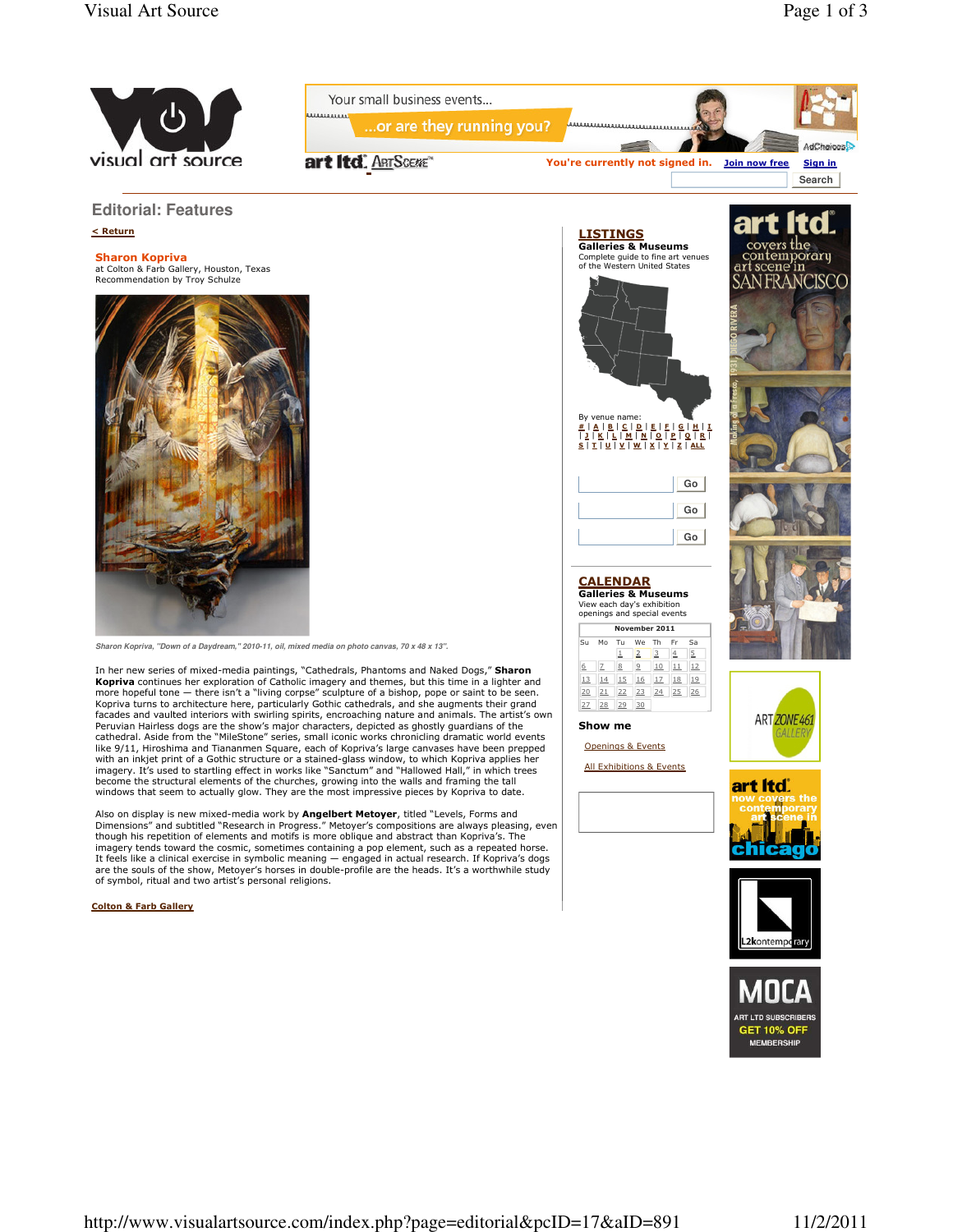## Editorial: Features

< Return

**Sharon Kopriva**
at Colton & Farb Gallery, Houston, Texas
Recommendation by Troy Schulze

*Sharon Kopriva, "Down of a Daydream," 2010-11, oil, mixed media on photo canvas, 70 x 48 x 13".*

In her new series of mixed-media paintings, "Cathedrals, Phantoms and Naked Dogs," **Sharon Kopriva** continues her exploration of Catholic imagery and themes, but this time in a lighter and more hopeful tone — there isn't a "living corpse" sculpture of a bishop, pope or saint to be seen. Kopriva turns to architecture here, particularly Gothic cathedrals, and she augments their grand facades and vaulted interiors with swirling spirits, encroaching nature and animals. The artist's own Peruvian Hairless dogs are the show's major characters, depicted as ghostly guardians of the cathedral. Aside from the "MileStone" series, small iconic works chronicling dramatic world events like 9/11, Hiroshima and Tiananmen Square, each of Kopriva's large canvases have been prepped with an inkjet print of a Gothic structure or a stained-glass window, to which Kopriva applies her imagery. It's used to startling effect in works like "Sanctum" and "Hallowed Hall," in which trees become the structural elements of the churches, growing into the walls and framing the tall windows that seem to actually glow. They are the most impressive pieces by Kopriva to date.

Also on display is new mixed-media work by **Angelbert Metoyer**, titled "Levels, Forms and Dimensions" and subtitled "Research in Progress." Metoyer's compositions are always pleasing, even though his repetition of elements and motifs is more oblique and abstract than Kopriva's. The imagery tends toward the cosmic, sometimes containing a pop element, such as a repeated horse. It feels like a clinical exercise in symbolic meaning — engaged in actual research. If Kopriva's dogs are the souls of the show, Metoyer's horses in double-profile are the heads. It's a worthwhile study of symbol, ritual and two artist's personal religions.

Colton & Farb Gallery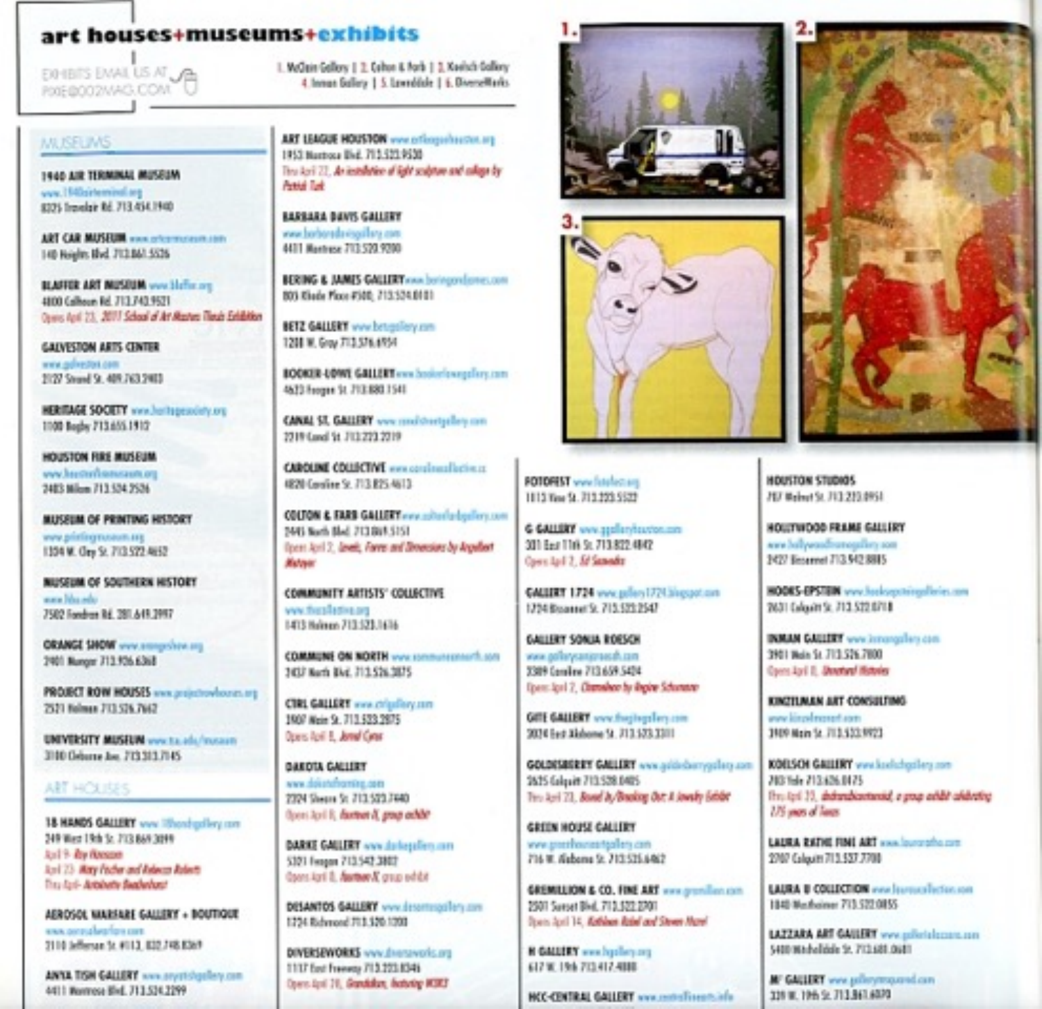# art houses+museums+exhibits

EXHIBITS EMAIL US AT PIXIE@002MAG.COM

1. McClain Gallery | 2. Colton & Farb | 3. Koelsch Gallery
4. Inman Gallery | 5. Lawndale | 6. DiverseWorks

## MUSEUMS

**1940 AIR TERMINAL MUSEUM** www.1940airterminal.org
8325 Travelair Rd. 713.454.1940

**ART CAR MUSEUM** www.artcarmuseum.com
140 Heights Blvd. 713.861.5526

**BLAFFER ART MUSEUM** www.blaffer.org
4800 Calhoun Rd. 713.743.9521
Opens April 23, *2011 School of Art Masters Thesis Exhibition*

**GALVESTON ARTS CENTER**
www.galveston.com
2127 Strand St. 409.763.2403

**HERITAGE SOCIETY** www.heritagesociety.org
1100 Bagby 713.655.1912

**HOUSTON FIRE MUSEUM**
www.houstonfiremuseum.org
2403 Milam 713.524.2526

**MUSEUM OF PRINTING HISTORY**
www.printingmuseum.org
1324 W. Clay St. 713.522.4652

**MUSEUM OF SOUTHERN HISTORY**
www.hbu.edu
7502 Fondren Rd. 281.649.3997

**ORANGE SHOW** www.orangeshow.org
2401 Munger 713.926.6368

**PROJECT ROW HOUSES** www.projectrowhouses.org
2521 Holman 713.526.7662

**UNIVERSITY MUSEUM** www.tsu.edu/museum
3100 Cleburne Ave. 713.313.7145

## ART HOUSES

**18 HANDS GALLERY** www.18handsgallery.com
249 West 19th St. 713.869.3099
April 9- *Roy Hanssen*
April 23- *Mary Fischer and Rebecca Roberts*
Thru April- *Antoinette Bandenhorst*

**AEROSOL WARFARE GALLERY + BOUTIQUE**
www.aerosolwarfare.com
2110 Jefferson St. #113, 832.748.8369

**ANYA TISH GALLERY** www.anyatishgallery.com
4411 Montrose Blvd. 713.524.2299

**ART LEAGUE HOUSTON** www.artleaguehouston.org
1953 Montrose Blvd. 713.523.9530
Thru April 22, *An installation of light sculpture and collage by Patrick Turk*

**BARBARA DAVIS GALLERY**
www.barbaradavisgallery.com
4411 Montrose 713.520.9200

**BERING & JAMES GALLERY** www.beringandjames.com
805 Rhode Place #500, 713.524.0101

**BETZ GALLERY** www.betzgallery.com
1208 W. Gray 713.576.6954

**BOOKER-LOWE GALLERY** www.bookerlowegallery.com
4623 Feagan St. 713.880.1541

**CANAL ST. GALLERY** www.canalstreetgallery.com
2219 Canal St. 713.223.2219

**CAROLINE COLLECTIVE** www.carolinecollective.cc
4820 Caroline St. 713.825.4613

**COLTON & FARB GALLERY** www.coltonfarbgallery.com
2445 North Blvd. 713.869.5151
Opens April 2, *Levels, Forms and Dimensions by Angelbert Metoyer*

**COMMUNITY ARTISTS' COLLECTIVE**
www.thecollective.org
1413 Holman 713.523.1616

**COMMUNE ON NORTH** www.communeonnorth.com
2437 North Blvd. 713.526.3875

**CTRL GALLERY** www.ctrlgallery.com
3907 Main St. 713.523.2875
Opens April 8, *Jamal Cyrus*

**DAKOTA GALLERY**
www.dakotaframing.com
2324 Shearn St. 713.523.7440
Opens April 8, *Fourteen X, group exhibit*

**DARKE GALLERY** www.darkegallery.com
5321 Feagan 713.542.3802
Opens April 8, *Fourteen X, group exhibit*

**DESANTOS GALLERY** www.desantosgallery.com
1724 Richmond 713.520.1200

**DIVERSEWORKS** www.diverseworks.org
1117 East Freeway 713.223.8346
Opens April 29, *Grandelion, featuring MORE*

**FOTOFEST** www.fotofest.org
1113 Vine St. 713.223.5522

**G GALLERY** www.ggalleryhouston.com
301 East 11th St. 713.822.4842
Opens April 2, *Ed Saavedra*

**GALLERY 1724** www.gallery1724.blogspot.com
1724 Bissonnet St. 713.523.2547

**GALLERY SONJA ROESCH**
www.gallerysonjaroesch.com
2309 Caroline 713.659.5424
Opens April 2, *Chameleon by Regine Schumann*

**GITE GALLERY** www.thegitegallery.com
3024 East Alabama St. 713.523.3311

**GOLDESBERRY GALLERY** www.goldesberrygallery.com
2625 Colquitt 713.528.0405
Thru April 23, *Bound By/Breaking Out: A Jewelry Exhibit*

**GREEN HOUSE GALLERY**
www.greenhouseartgallery.com
716 W. Alabama St. 713.535.6462

**GREMILLION & CO. FINE ART** www.gremillion.com
2501 Sunset Blvd. 713.522.2701
Opens April 14, *Kathleen Kalel and Steven Hazel*

**H GALLERY** www.hgallery.org
617 W. 19th 713.417.4800

**HCC-CENTRAL GALLERY** www.centralfinearts.info

**HOUSTON STUDIOS**
707 Walnut St. 713.223.0951

**HOLLYWOOD FRAME GALLERY**
www.hollywoodframegallery.com
2427 Bissonnet 713.942.8885

**HOOKS-EPSTEIN** www.hooksepsteingalleries.com
2631 Colquitt St. 713.522.0718

**INMAN GALLERY** www.inmangallery.com
3901 Main St. 713.526.7800
Opens April 8, *Unnatural Histories*

**KINZELMAN ART CONSULTING**
www.kinzelmanart.com
3909 Main St. 713.533.9923

**KOELSCH GALLERY** www.koelschgallery.com
703 Yale 713.626.0175
Thru April 23, *dodransbicentennial, a group exhibit celebrating 175 years of Texas*

**LAURA RATHE FINE ART** www.laurarathe.com
2707 Colquitt 713.527.7700

**LAURA U COLLECTION** www.lauraucollection.com
1840 Westheimer 713.522.0855

**LAZZARA ART GALLERY** www.gallerialazzara.com
5400 Westheimer St. 713.681.0681

**M² GALLERY** www.gallerymsquared.com
339 W. 19th St. 713.861.6070